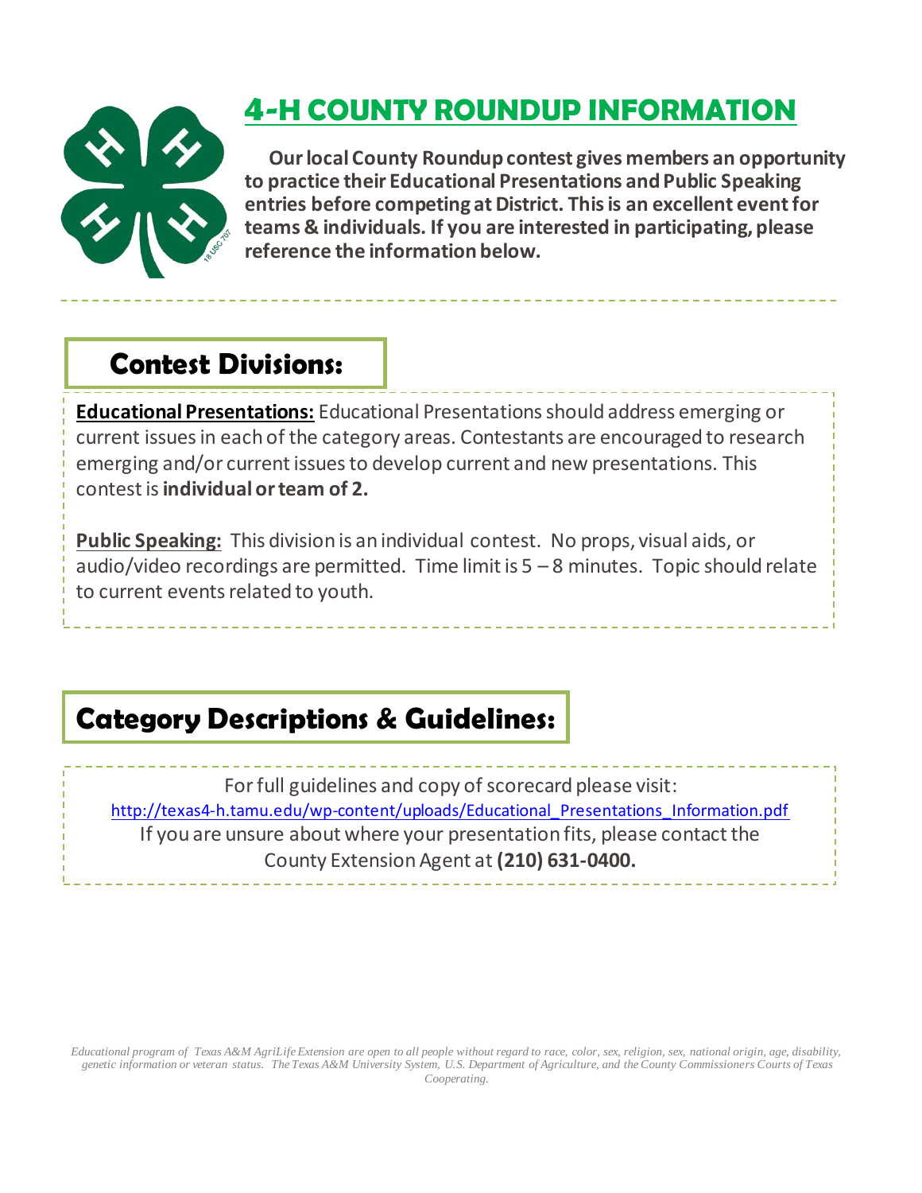# 4-H COUNTY ROUNDUP INFORMATION

**Our local County Roundup contest gives members an opportunity to practice their Educational Presentations and Public Speaking entries before competing at District. This is an excellent event for teams & individuals. If you are interested in participating, please reference the information below.**

## Contest Divisions:

**Educational Presentations:** Educational Presentations should address emerging or current issues in each of the category areas. Contestants are encouraged to research emerging and/or current issues to develop current and new presentations. This contest is **individual or team of 2.**

**Public Speaking:** This division is an individual contest. No props, visual aids, or audio/video recordings are permitted. Time limit is 5 – 8 minutes. Topic should relate to current events related to youth.

## Category Descriptions & Guidelines:

For full guidelines and copy of scorecard please visit:
http://texas4-h.tamu.edu/wp-content/uploads/Educational_Presentations_Information.pdf
If you are unsure about where your presentation fits, please contact the County Extension Agent at **(210) 631-0400.**

*Educational program of Texas A&M AgriLife Extension are open to all people without regard to race, color, sex, religion, sex, national origin, age, disability, genetic information or veteran status. The Texas A&M University System, U.S. Department of Agriculture, and the County Commissioners Courts of Texas Cooperating.*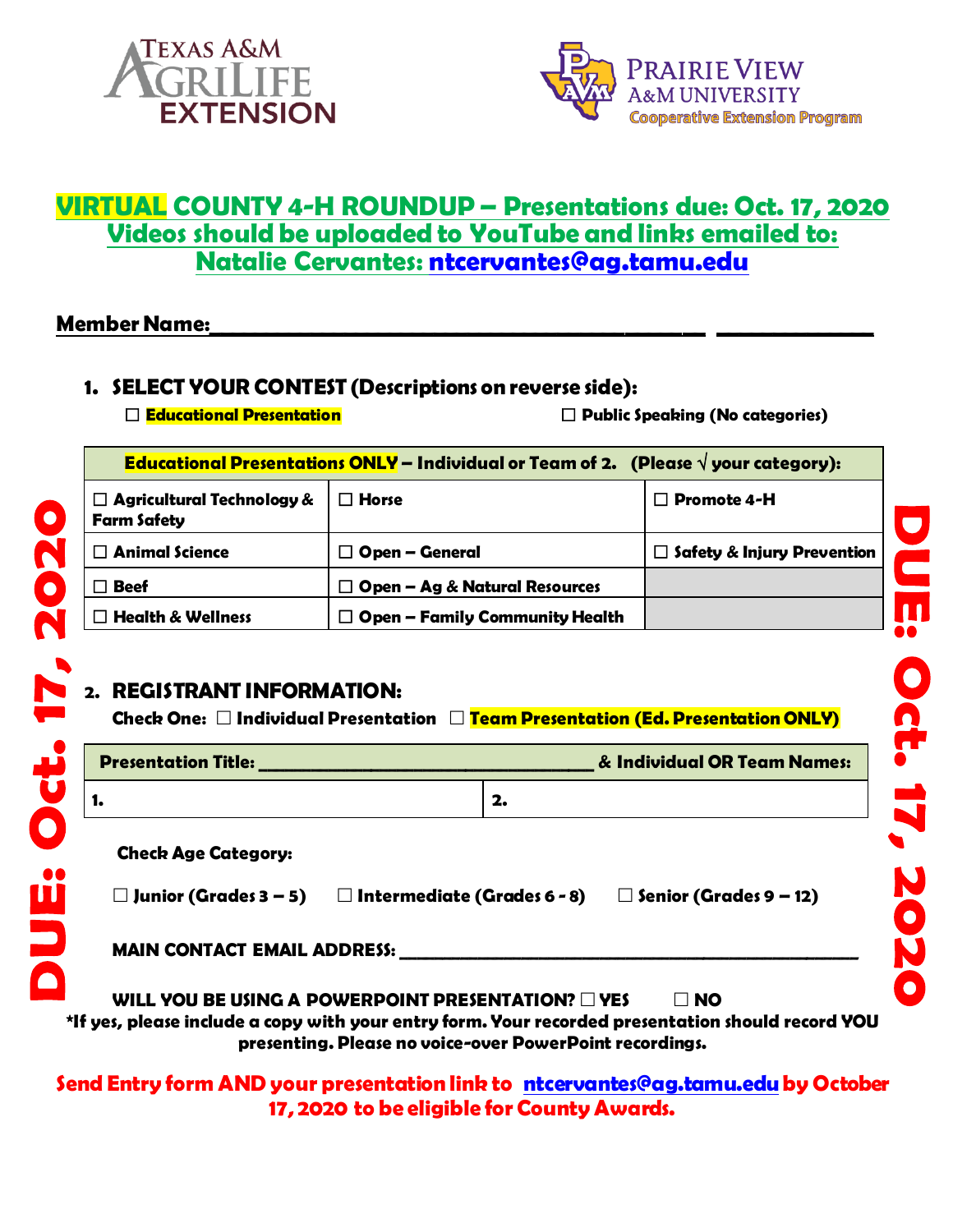# VIRTUAL COUNTY 4-H ROUNDUP – Presentations due: Oct. 17, 2020

## Videos should be uploaded to YouTube and links emailed to: Natalie Cervantes: ntcervantes@ag.tamu.edu

**Member Name:**_______________________________________________ ______________

**1. SELECT YOUR CONTEST (Descriptions on reverse side):**

☐ **Educational Presentation** ☐ **Public Speaking (No categories)**

| **Educational Presentations ONLY – Individual or Team of 2. (Please √ your category):** | | |
|---|---|---|
| ☐ Agricultural Technology & Farm Safety | ☐ Horse | ☐ Promote 4-H |
| ☐ Animal Science | ☐ Open – General | ☐ Safety & Injury Prevention |
| ☐ Beef | ☐ Open – Ag & Natural Resources | |
| ☐ Health & Wellness | ☐ Open – Family Community Health | |

**2. REGISTRANT INFORMATION:**

**Check One:** ☐ **Individual Presentation** ☐ **Team Presentation (Ed. Presentation ONLY)**

| **Presentation Title: ______________________________ & Individual OR Team Names:** | |
|---|---|
| 1. | 2. |

**Check Age Category:**

☐ **Junior (Grades 3 – 5)** ☐ **Intermediate (Grades 6 - 8)** ☐ **Senior (Grades 9 – 12)**

**MAIN CONTACT EMAIL ADDRESS:** ____________________________________________

**WILL YOU BE USING A POWERPOINT PRESENTATION?** ☐ **YES** ☐ **NO**

**\*If yes, please include a copy with your entry form. Your recorded presentation should record YOU presenting. Please no voice-over PowerPoint recordings.**

**Send Entry form AND your presentation link to ntcervantes@ag.tamu.edu by October 17, 2020 to be eligible for County Awards.**

**DUE: Oct. 17, 2020**

**DUE: Oct. 17, 2020**